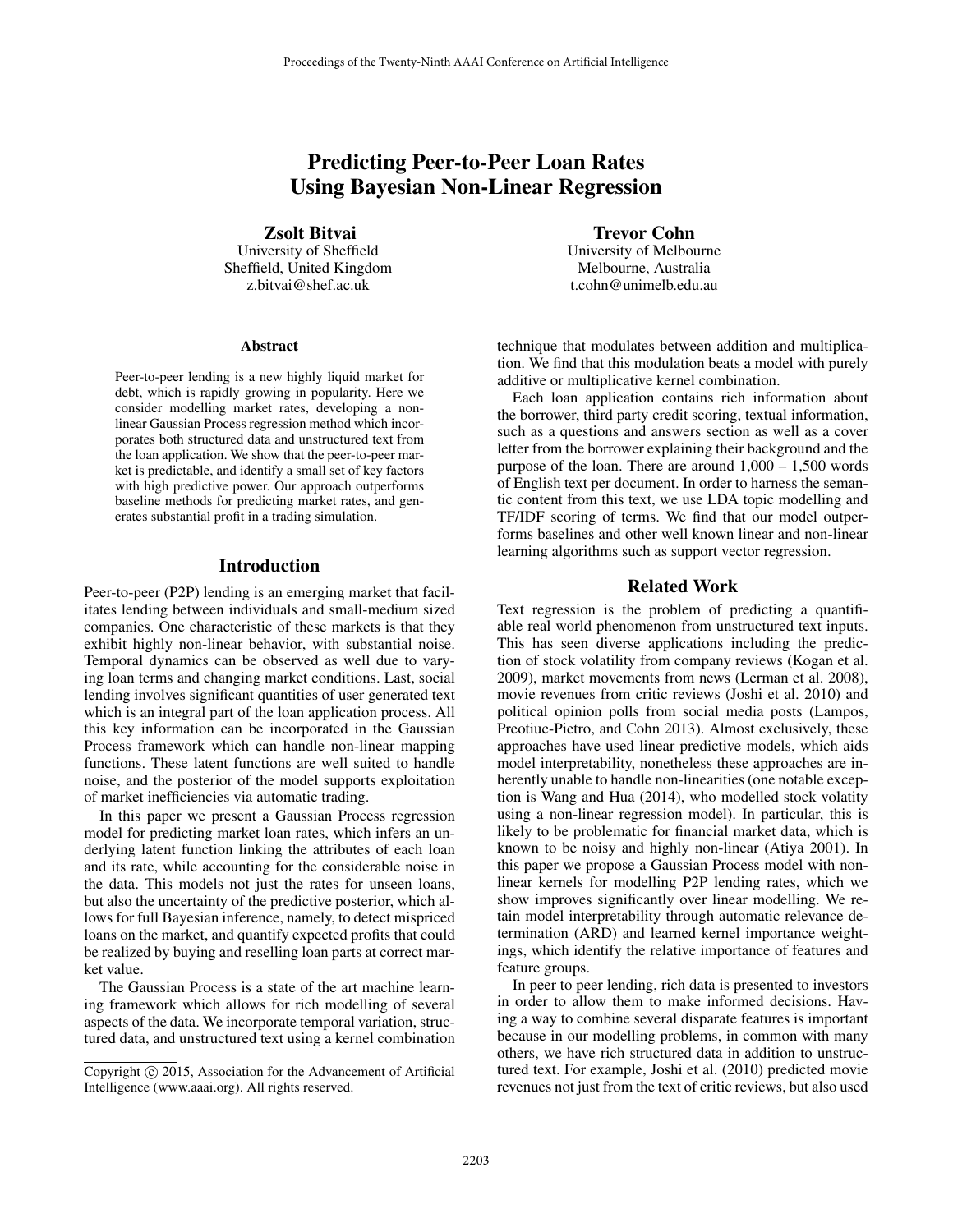# Predicting Peer-to-Peer Loan Rates Using Bayesian Non-Linear Regression

**Zsolt Bitvai**
University of Sheffield
Sheffield, United Kingdom
z.bitvai@shef.ac.uk

**Trevor Cohn**
University of Melbourne
Melbourne, Australia
t.cohn@unimelb.edu.au

## Abstract

Peer-to-peer lending is a new highly liquid market for debt, which is rapidly growing in popularity. Here we consider modelling market rates, developing a non-linear Gaussian Process regression method which incorporates both structured data and unstructured text from the loan application. We show that the peer-to-peer market is predictable, and identify a small set of key factors with high predictive power. Our approach outperforms baseline methods for predicting market rates, and generates substantial profit in a trading simulation.

## Introduction

Peer-to-peer (P2P) lending is an emerging market that facilitates lending between individuals and small-medium sized companies. One characteristic of these markets is that they exhibit highly non-linear behavior, with substantial noise. Temporal dynamics can be observed as well due to varying loan terms and changing market conditions. Last, social lending involves significant quantities of user generated text which is an integral part of the loan application process. All this key information can be incorporated in the Gaussian Process framework which can handle non-linear mapping functions. These latent functions are well suited to handle noise, and the posterior of the model supports exploitation of market inefficiencies via automatic trading.

In this paper we present a Gaussian Process regression model for predicting market loan rates, which infers an underlying latent function linking the attributes of each loan and its rate, while accounting for the considerable noise in the data. This models not just the rates for unseen loans, but also the uncertainty of the predictive posterior, which allows for full Bayesian inference, namely, to detect mispriced loans on the market, and quantify expected profits that could be realized by buying and reselling loan parts at correct market value.

The Gaussian Process is a state of the art machine learning framework which allows for rich modelling of several aspects of the data. We incorporate temporal variation, structured data, and unstructured text using a kernel combination technique that modulates between addition and multiplication. We find that this modulation beats a model with purely additive or multiplicative kernel combination.

Each loan application contains rich information about the borrower, third party credit scoring, textual information, such as a questions and answers section as well as a cover letter from the borrower explaining their background and the purpose of the loan. There are around 1,000 – 1,500 words of English text per document. In order to harness the semantic content from this text, we use LDA topic modelling and TF/IDF scoring of terms. We find that our model outperforms baselines and other well known linear and non-linear learning algorithms such as support vector regression.

## Related Work

Text regression is the problem of predicting a quantifiable real world phenomenon from unstructured text inputs. This has seen diverse applications including the prediction of stock volatility from company reviews (Kogan et al. 2009), market movements from news (Lerman et al. 2008), movie revenues from critic reviews (Joshi et al. 2010) and political opinion polls from social media posts (Lampos, Preotiuc-Pietro, and Cohn 2013). Almost exclusively, these approaches have used linear predictive models, which aids model interpretability, nonetheless these approaches are inherently unable to handle non-linearities (one notable exception is Wang and Hua (2014), who modelled stock volatility using a non-linear regression model). In particular, this is likely to be problematic for financial market data, which is known to be noisy and highly non-linear (Atiya 2001). In this paper we propose a Gaussian Process model with non-linear kernels for modelling P2P lending rates, which we show improves significantly over linear modelling. We retain model interpretability through automatic relevance determination (ARD) and learned kernel importance weightings, which identify the relative importance of features and feature groups.

In peer to peer lending, rich data is presented to investors in order to allow them to make informed decisions. Having a way to combine several disparate features is important because in our modelling problems, in common with many others, we have rich structured data in addition to unstructured text. For example, Joshi et al. (2010) predicted movie revenues not just from the text of critic reviews, but also used

Copyright © 2015, Association for the Advancement of Artificial Intelligence (www.aaai.org). All rights reserved.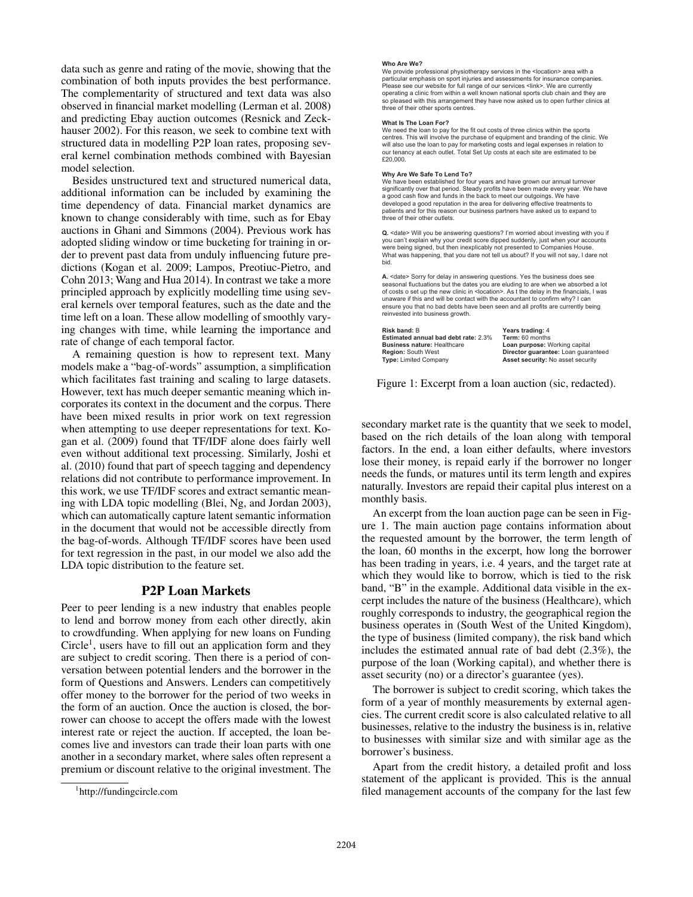data such as genre and rating of the movie, showing that the combination of both inputs provides the best performance. The complementarity of structured and text data was also observed in financial market modelling (Lerman et al. 2008) and predicting Ebay auction outcomes (Resnick and Zeckhauser 2002). For this reason, we seek to combine text with structured data in modelling P2P loan rates, proposing several kernel combination methods combined with Bayesian model selection.

Besides unstructured text and structured numerical data, additional information can be included by examining the time dependency of data. Financial market dynamics are known to change considerably with time, such as for Ebay auctions in Ghani and Simmons (2004). Previous work has adopted sliding window or time bucketing for training in order to prevent past data from unduly influencing future predictions (Kogan et al. 2009; Lampos, Preotiuc-Pietro, and Cohn 2013; Wang and Hua 2014). In contrast we take a more principled approach by explicitly modelling time using several kernels over temporal features, such as the date and the time left on a loan. These allow modelling of smoothly varying changes with time, while learning the importance and rate of change of each temporal factor.

A remaining question is how to represent text. Many models make a "bag-of-words" assumption, a simplification which facilitates fast training and scaling to large datasets. However, text has much deeper semantic meaning which incorporates its context in the document and the corpus. There have been mixed results in prior work on text regression when attempting to use deeper representations for text. Kogan et al. (2009) found that TF/IDF alone does fairly well even without additional text processing. Similarly, Joshi et al. (2010) found that part of speech tagging and dependency relations did not contribute to performance improvement. In this work, we use TF/IDF scores and extract semantic meaning with LDA topic modelling (Blei, Ng, and Jordan 2003), which can automatically capture latent semantic information in the document that would not be accessible directly from the bag-of-words. Although TF/IDF scores have been used for text regression in the past, in our model we also add the LDA topic distribution to the feature set.

## P2P Loan Markets

Peer to peer lending is a new industry that enables people to lend and borrow money from each other directly, akin to crowdfunding. When applying for new loans on Funding Circle[1], users have to fill out an application form and they are subject to credit scoring. Then there is a period of conversation between potential lenders and the borrower in the form of Questions and Answers. Lenders can competitively offer money to the borrower for the period of two weeks in the form of an auction. Once the auction is closed, the borrower can choose to accept the offers made with the lowest interest rate or reject the auction. If accepted, the loan becomes live and investors can trade their loan parts with one another in a secondary market, where sales often represent a premium or discount relative to the original investment. The secondary market rate is the quantity that we seek to model, based on the rich details of the loan along with temporal factors. In the end, a loan either defaults, where investors lose their money, is repaid early if the borrower no longer needs the funds, or matures until its term length and expires naturally. Investors are repaid their capital plus interest on a monthly basis.

**Who Are We?**
We provide professional physiotherapy services in the <location> area with a particular emphasis on sport injuries and assessments for insurance companies. Please see our website for full range of our services <link>. We are currently operating a clinic from within a well known national sports club chain and they are so pleased with this arrangement they have now asked us to open further clinics at three of their other sports centres.

**What Is The Loan For?**
We need the loan to pay for the fit out costs of three clinics within the sports centres. This will involve the purchase of equipment and branding of the clinic. We will also use the loan to pay for marketing costs and legal expenses in relation to our tenancy at each outlet. Total Set Up costs at each site are estimated to be £20,000.

**Why Are We Safe To Lend To?**
We have been established for four years and have grown our annual turnover significantly over that period. Steady profits have been made every year. We have a good cash flow and funds in the back to meet our outgoings. We have developed a good reputation in the area for delivering effective treatments to patients and for this reason our business partners have asked us to expand to three of their other outlets.

**Q.** <date> Will you be answering questions? I'm worried about investing with you if you can't explain why your credit score dipped suddenly, just when your accounts were being signed, but then inexplicably not presented to Companies House. What was happening, that you dare not tell us about? If you will not say, I dare not bid.

**A.** <date> Sorry for delay in answering questions. Yes the business does see seasonal fluctuations but the dates you are eluding to are when we absorbed a lot of costs o set up the new clinic in <location>. As t the delay in the financials, I was unaware if this and will be contact with the accountant to confirm why? I can ensure you that no bad debts have been seen and all profits are currently being reinvested into business growth.

**Risk band:** B
**Estimated annual bad debt rate:** 2.3%
**Business nature:** Healthcare
**Region:** South West
**Type:** Limited Company
**Years trading:** 4
**Term:** 60 months
**Loan purpose:** Working capital
**Director guarantee:** Loan guaranteed
**Asset security:** No asset security

Figure 1: Excerpt from a loan auction (sic, redacted).

An excerpt from the loan auction page can be seen in Figure 1. The main auction page contains information about the requested amount by the borrower, the term length of the loan, 60 months in the excerpt, how long the borrower has been trading in years, i.e. 4 years, and the target rate at which they would like to borrow, which is tied to the risk band, "B" in the example. Additional data visible in the excerpt includes the nature of the business (Healthcare), which roughly corresponds to industry, the geographical region the business operates in (South West of the United Kingdom), the type of business (limited company), the risk band which includes the estimated annual rate of bad debt (2.3%), the purpose of the loan (Working capital), and whether there is asset security (no) or a director's guarantee (yes).

The borrower is subject to credit scoring, which takes the form of a year of monthly measurements by external agencies. The current credit score is also calculated relative to all businesses, relative to the industry the business is in, relative to businesses with similar size and with similar age as the borrower's business.

Apart from the credit history, a detailed profit and loss statement of the applicant is provided. This is the annual filed management accounts of the company for the last few

[1] http://fundingcircle.com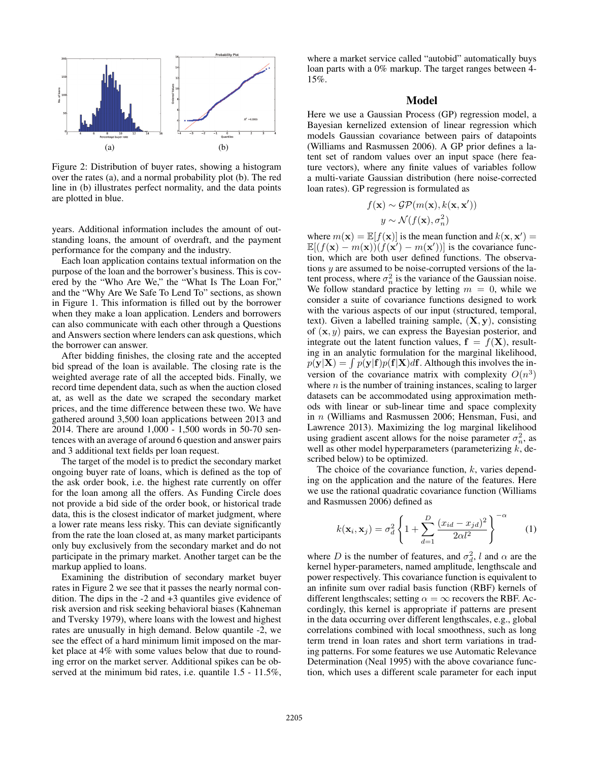Figure 2: Distribution of buyer rates, showing a histogram over the rates (a), and a normal probability plot (b). The red line in (b) illustrates perfect normality, and the data points are plotted in blue.

years. Additional information includes the amount of outstanding loans, the amount of overdraft, and the payment performance for the company and the industry.

Each loan application contains textual information on the purpose of the loan and the borrower's business. This is covered by the "Who Are We," the "What Is The Loan For," and the "Why Are We Safe To Lend To" sections, as shown in Figure 1. This information is filled out by the borrower when they make a loan application. Lenders and borrowers can also communicate with each other through a Questions and Answers section where lenders can ask questions, which the borrower can answer.

After bidding finishes, the closing rate and the accepted bid spread of the loan is available. The closing rate is the weighted average rate of all the accepted bids. Finally, we record time dependent data, such as when the auction closed at, as well as the date we scraped the secondary market prices, and the time difference between these two. We have gathered around 3,500 loan applications between 2013 and 2014. There are around 1,000 - 1,500 words in 50-70 sentences with an average of around 6 question and answer pairs and 3 additional text fields per loan request.

The target of the model is to predict the secondary market ongoing buyer rate of loans, which is defined as the top of the ask order book, i.e. the highest rate currently on offer for the loan among all the offers. As Funding Circle does not provide a bid side of the order book, or historical trade data, this is the closest indicator of market judgment, where a lower rate means less risky. This can deviate significantly from the rate the loan closed at, as many market participants only buy exclusively from the secondary market and do not participate in the primary market. Another target can be the markup applied to loans.

Examining the distribution of secondary market buyer rates in Figure 2 we see that it passes the nearly normal condition. The dips in the -2 and +3 quantiles give evidence of risk aversion and risk seeking behavioral biases (Kahneman and Tversky 1979), where loans with the lowest and highest rates are unusually in high demand. Below quantile -2, we see the effect of a hard minimum limit imposed on the market place at 4% with some values below that due to rounding error on the market server. Additional spikes can be observed at the minimum bid rates, i.e. quantile 1.5 - 11.5%, where a market service called "autobid" automatically buys loan parts with a 0% markup. The target ranges between 4-15%.

## Model

Here we use a Gaussian Process (GP) regression model, a Bayesian kernelized extension of linear regression which models Gaussian covariance between pairs of datapoints (Williams and Rasmussen 2006). A GP prior defines a latent set of random values over an input space (here feature vectors), where any finite values of variables follow a multi-variate Gaussian distribution (here noise-corrected loan rates). GP regression is formulated as

$$f(\mathbf{x}) \sim \mathcal{GP}(m(\mathbf{x}), k(\mathbf{x}, \mathbf{x}'))$$
$$y \sim \mathcal{N}(f(\mathbf{x}), \sigma_n^2)$$

where $m(\mathbf{x}) = \mathbb{E}[f(\mathbf{x})]$ is the mean function and $k(\mathbf{x}, \mathbf{x}') = \mathbb{E}[(f(\mathbf{x}) - m(\mathbf{x}))(f(\mathbf{x}') - m(\mathbf{x}'))]$ is the covariance function, which are both user defined functions. The observations $y$ are assumed to be noise-corrupted versions of the latent process, where $\sigma_n^2$ is the variance of the Gaussian noise. We follow standard practice by letting $m = 0$, while we consider a suite of covariance functions designed to work with the various aspects of our input (structured, temporal, text). Given a labelled training sample, $(\mathbf{X}, \mathbf{y})$, consisting of $(\mathbf{x}, y)$ pairs, we can express the Bayesian posterior, and integrate out the latent function values, $\mathbf{f} = f(\mathbf{X})$, resulting in an analytic formulation for the marginal likelihood, $p(\mathbf{y}|\mathbf{X}) = \int p(\mathbf{y}|\mathbf{f})p(\mathbf{f}|\mathbf{X})d\mathbf{f}$. Although this involves the inversion of the covariance matrix with complexity $O(n^3)$ where $n$ is the number of training instances, scaling to larger datasets can be accommodated using approximation methods with linear or sub-linear time and space complexity in $n$ (Williams and Rasmussen 2006; Hensman, Fusi, and Lawrence 2013). Maximizing the log marginal likelihood using gradient ascent allows for the noise parameter $\sigma_n^2$, as well as other model hyperparameters (parameterizing $k$, described below) to be optimized.

The choice of the covariance function, $k$, varies depending on the application and the nature of the features. Here we use the rational quadratic covariance function (Williams and Rasmussen 2006) defined as

$$k(\mathbf{x}_i, \mathbf{x}_j) = \sigma_d^2 \left\{ 1 + \sum_{d=1}^{D} \frac{(x_{id} - x_{jd})^2}{2\alpha l^2} \right\}^{-\alpha} \tag{1}$$

where $D$ is the number of features, and $\sigma_d^2$, $l$ and $\alpha$ are the kernel hyper-parameters, named amplitude, lengthscale and power respectively. This covariance function is equivalent to an infinite sum over radial basis function (RBF) kernels of different lengthscales; setting $\alpha = \infty$ recovers the RBF. Accordingly, this kernel is appropriate if patterns are present in the data occurring over different lengthscales, e.g., global correlations combined with local smoothness, such as long term trend in loan rates and short term variations in trading patterns. For some features we use Automatic Relevance Determination (Neal 1995) with the above covariance function, which uses a different scale parameter for each input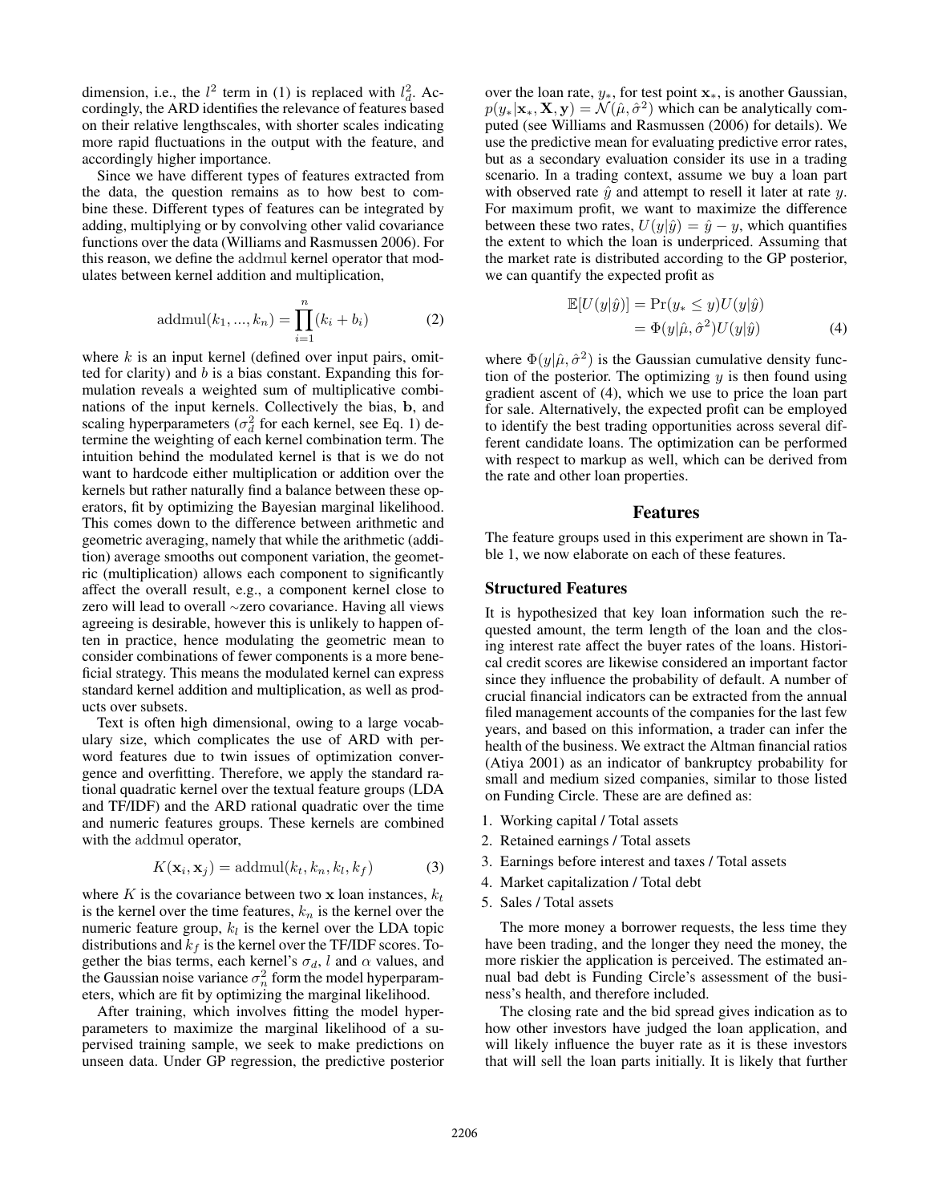dimension, i.e., the $l^2$ term in (1) is replaced with $l_d^2$. Accordingly, the ARD identifies the relevance of features based on their relative lengthscales, with shorter scales indicating more rapid fluctuations in the output with the feature, and accordingly higher importance.

Since we have different types of features extracted from the data, the question remains as to how best to combine these. Different types of features can be integrated by adding, multiplying or by convolving other valid covariance functions over the data (Williams and Rasmussen 2006). For this reason, we define the addmul kernel operator that modulates between kernel addition and multiplication,

$$\text{addmul}(k_1, ..., k_n) = \prod_{i=1}^{n}(k_i + b_i) \tag{2}$$

where $k$ is an input kernel (defined over input pairs, omitted for clarity) and $b$ is a bias constant. Expanding this formulation reveals a weighted sum of multiplicative combinations of the input kernels. Collectively the bias, $\mathbf{b}$, and scaling hyperparameters ($\sigma_d^2$ for each kernel, see Eq. 1) determine the weighting of each kernel combination term. The intuition behind the modulated kernel is that is we do not want to hardcode either multiplication or addition over the kernels but rather naturally find a balance between these operators, fit by optimizing the Bayesian marginal likelihood. This comes down to the difference between arithmetic and geometric averaging, namely that while the arithmetic (addition) average smooths out component variation, the geometric (multiplication) allows each component to significantly affect the overall result, e.g., a component kernel close to zero will lead to overall ∼zero covariance. Having all views agreeing is desirable, however this is unlikely to happen often in practice, hence modulating the geometric mean to consider combinations of fewer components is a more beneficial strategy. This means the modulated kernel can express standard kernel addition and multiplication, as well as products over subsets.

Text is often high dimensional, owing to a large vocabulary size, which complicates the use of ARD with per-word features due to twin issues of optimization convergence and overfitting. Therefore, we apply the standard rational quadratic kernel over the textual feature groups (LDA and TF/IDF) and the ARD rational quadratic over the time and numeric features groups. These kernels are combined with the addmul operator,

$$K(\mathbf{x}_i, \mathbf{x}_j) = \text{addmul}(k_t, k_n, k_l, k_f) \tag{3}$$

where $K$ is the covariance between two $\mathbf{x}$ loan instances, $k_t$ is the kernel over the time features, $k_n$ is the kernel over the numeric feature group, $k_l$ is the kernel over the LDA topic distributions and $k_f$ is the kernel over the TF/IDF scores. Together the bias terms, each kernel's $\sigma_d$, $l$ and $\alpha$ values, and the Gaussian noise variance $\sigma_n^2$ form the model hyperparameters, which are fit by optimizing the marginal likelihood.

After training, which involves fitting the model hyperparameters to maximize the marginal likelihood of a supervised training sample, we seek to make predictions on unseen data. Under GP regression, the predictive posterior over the loan rate, $y_*$, for test point $\mathbf{x}_*$, is another Gaussian, $p(y_*|\mathbf{x}_*, \mathbf{X}, \mathbf{y}) = \mathcal{N}(\hat{\mu}, \hat{\sigma}^2)$ which can be analytically computed (see Williams and Rasmussen (2006) for details). We use the predictive mean for evaluating predictive error rates, but as a secondary evaluation consider its use in a trading scenario. In a trading context, assume we buy a loan part with observed rate $\hat{y}$ and attempt to resell it later at rate $y$. For maximum profit, we want to maximize the difference between these two rates, $U(y|\hat{y}) = \hat{y} - y$, which quantifies the extent to which the loan is underpriced. Assuming that the market rate is distributed according to the GP posterior, we can quantify the expected profit as

$$\begin{aligned}\mathbb{E}[U(y|\hat{y})] &= \Pr(y_* \leq y)U(y|\hat{y}) \\ &= \Phi(y|\hat{\mu}, \hat{\sigma}^2)U(y|\hat{y})\end{aligned} \tag{4}$$

where $\Phi(y|\hat{\mu}, \hat{\sigma}^2)$ is the Gaussian cumulative density function of the posterior. The optimizing $y$ is then found using gradient ascent of (4), which we use to price the loan part for sale. Alternatively, the expected profit can be employed to identify the best trading opportunities across several different candidate loans. The optimization can be performed with respect to markup as well, which can be derived from the rate and other loan properties.

## Features

The feature groups used in this experiment are shown in Table 1, we now elaborate on each of these features.

### Structured Features

It is hypothesized that key loan information such the requested amount, the term length of the loan and the closing interest rate affect the buyer rates of the loans. Historical credit scores are likewise considered an important factor since they influence the probability of default. A number of crucial financial indicators can be extracted from the annual filed management accounts of the companies for the last few years, and based on this information, a trader can infer the health of the business. We extract the Altman financial ratios (Atiya 2001) as an indicator of bankruptcy probability for small and medium sized companies, similar to those listed on Funding Circle. These are are defined as:

1. Working capital / Total assets
2. Retained earnings / Total assets
3. Earnings before interest and taxes / Total assets
4. Market capitalization / Total debt
5. Sales / Total assets

The more money a borrower requests, the less time they have been trading, and the longer they need the money, the more riskier the application is perceived. The estimated annual bad debt is Funding Circle's assessment of the business's health, and therefore included.

The closing rate and the bid spread gives indication as to how other investors have judged the loan application, and will likely influence the buyer rate as it is these investors that will sell the loan parts initially. It is likely that further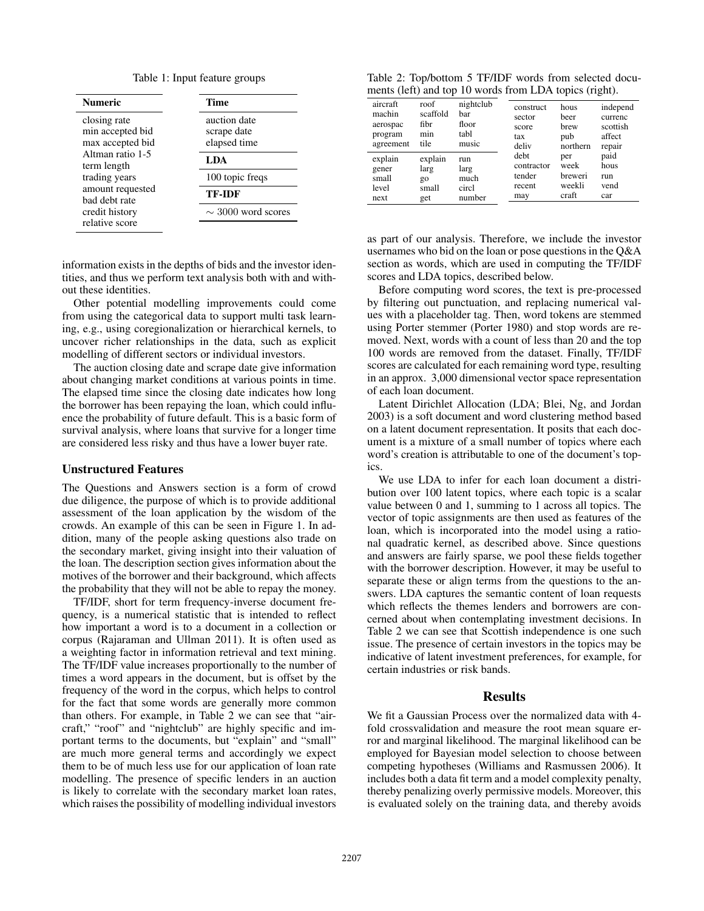Table 1: Input feature groups

| Numeric | Time |
|---|---|
| closing rate | auction date |
| min accepted bid | scrape date |
| max accepted bid | elapsed time |
| Altman ratio 1-5 | **LDA** |
| term length | 100 topic freqs |
| trading years | **TF-IDF** |
| amount requested | $\sim$ 3000 word scores |
| bad debt rate | |
| credit history | |
| relative score | |

Table 2: Top/bottom 5 TF/IDF words from selected documents (left) and top 10 words from LDA topics (right).

| | | | | | |
|---|---|---|---|---|---|
| aircraft | roof | nightclub | construct | hous | independ |
| machin | scaffold | bar | sector | beer | currenc |
| aerospac | fibr | floor | score | brew | scottish |
| program | min | tabl | tax | pub | affect |
| agreement | tile | music | deliv | northern | repair |
| explain | explain | run | debt | per | paid |
| gener | larg | larg | contractor | week | hous |
| small | go | much | tender | breweri | run |
| level | small | circl | recent | weekli | vend |
| next | get | number | may | craft | car |

information exists in the depths of bids and the investor identities, and thus we perform text analysis both with and without these identities.

Other potential modelling improvements could come from using the categorical data to support multi task learning, e.g., using coregionalization or hierarchical kernels, to uncover richer relationships in the data, such as explicit modelling of different sectors or individual investors.

The auction closing date and scrape date give information about changing market conditions at various points in time. The elapsed time since the closing date indicates how long the borrower has been repaying the loan, which could influence the probability of future default. This is a basic form of survival analysis, where loans that survive for a longer time are considered less risky and thus have a lower buyer rate.

### Unstructured Features

The Questions and Answers section is a form of crowd due diligence, the purpose of which is to provide additional assessment of the loan application by the wisdom of the crowds. An example of this can be seen in Figure 1. In addition, many of the people asking questions also trade on the secondary market, giving insight into their valuation of the loan. The description section gives information about the motives of the borrower and their background, which affects the probability that they will not be able to repay the money.

TF/IDF, short for term frequency-inverse document frequency, is a numerical statistic that is intended to reflect how important a word is to a document in a collection or corpus (Rajaraman and Ullman 2011). It is often used as a weighting factor in information retrieval and text mining. The TF/IDF value increases proportionally to the number of times a word appears in the document, but is offset by the frequency of the word in the corpus, which helps to control for the fact that some words are generally more common than others. For example, in Table 2 we can see that "aircraft," "roof" and "nightclub" are highly specific and important terms to the documents, but "explain" and "small" are much more general terms and accordingly we expect them to be of much less use for our application of loan rate modelling. The presence of specific lenders in an auction is likely to correlate with the secondary market loan rates, which raises the possibility of modelling individual investors as part of our analysis. Therefore, we include the investor usernames who bid on the loan or pose questions in the Q&A section as words, which are used in computing the TF/IDF scores and LDA topics, described below.

Before computing word scores, the text is pre-processed by filtering out punctuation, and replacing numerical values with a placeholder tag. Then, word tokens are stemmed using Porter stemmer (Porter 1980) and stop words are removed. Next, words with a count of less than 20 and the top 100 words are removed from the dataset. Finally, TF/IDF scores are calculated for each remaining word type, resulting in an approx. 3,000 dimensional vector space representation of each loan document.

Latent Dirichlet Allocation (LDA; Blei, Ng, and Jordan 2003) is a soft document and word clustering method based on a latent document representation. It posits that each document is a mixture of a small number of topics where each word's creation is attributable to one of the document's topics.

We use LDA to infer for each loan document a distribution over 100 latent topics, where each topic is a scalar value between 0 and 1, summing to 1 across all topics. The vector of topic assignments are then used as features of the loan, which is incorporated into the model using a rational quadratic kernel, as described above. Since questions and answers are fairly sparse, we pool these fields together with the borrower description. However, it may be useful to separate these or align terms from the questions to the answers. LDA captures the semantic content of loan requests which reflects the themes lenders and borrowers are concerned about when contemplating investment decisions. In Table 2 we can see that Scottish independence is one such issue. The presence of certain investors in the topics may be indicative of latent investment preferences, for example, for certain industries or risk bands.

## Results

We fit a Gaussian Process over the normalized data with 4-fold crossvalidation and measure the root mean square error and marginal likelihood. The marginal likelihood can be employed for Bayesian model selection to choose between competing hypotheses (Williams and Rasmussen 2006). It includes both a data fit term and a model complexity penalty, thereby penalizing overly permissive models. Moreover, this is evaluated solely on the training data, and thereby avoids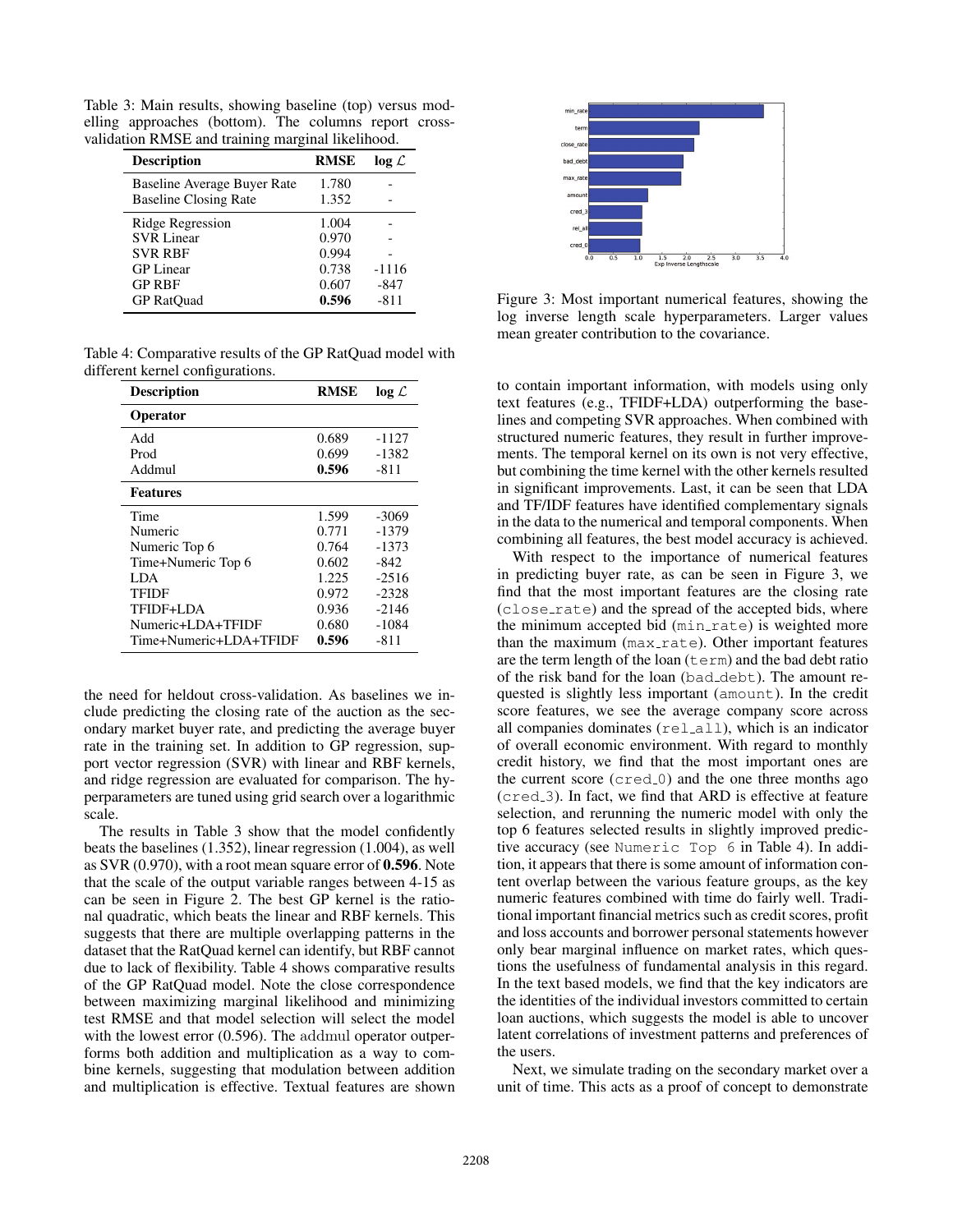Table 3: Main results, showing baseline (top) versus modelling approaches (bottom). The columns report cross-validation RMSE and training marginal likelihood.

| Description | RMSE | log $\mathcal{L}$ |
|---|---|---|
| Baseline Average Buyer Rate | 1.780 | - |
| Baseline Closing Rate | 1.352 | - |
| Ridge Regression | 1.004 | - |
| SVR Linear | 0.970 | - |
| SVR RBF | 0.994 | - |
| GP Linear | 0.738 | -1116 |
| GP RBF | 0.607 | -847 |
| GP RatQuad | **0.596** | -811 |

Table 4: Comparative results of the GP RatQuad model with different kernel configurations.

| Description | RMSE | log $\mathcal{L}$ |
|---|---|---|
| **Operator** | | |
| Add | 0.689 | -1127 |
| Prod | 0.699 | -1382 |
| Addmul | **0.596** | -811 |
| **Features** | | |
| Time | 1.599 | -3069 |
| Numeric | 0.771 | -1379 |
| Numeric Top 6 | 0.764 | -1373 |
| Time+Numeric Top 6 | 0.602 | -842 |
| LDA | 1.225 | -2516 |
| TFIDF | 0.972 | -2328 |
| TFIDF+LDA | 0.936 | -2146 |
| Numeric+LDA+TFIDF | 0.680 | -1084 |
| Time+Numeric+LDA+TFIDF | **0.596** | -811 |

the need for heldout cross-validation. As baselines we include predicting the closing rate of the auction as the secondary market buyer rate, and predicting the average buyer rate in the training set. In addition to GP regression, support vector regression (SVR) with linear and RBF kernels, and ridge regression are evaluated for comparison. The hyperparameters are tuned using grid search over a logarithmic scale.

The results in Table 3 show that the model confidently beats the baselines (1.352), linear regression (1.004), as well as SVR (0.970), with a root mean square error of **0.596**. Note that the scale of the output variable ranges between 4-15 as can be seen in Figure 2. The best GP kernel is the rational quadratic, which beats the linear and RBF kernels. This suggests that there are multiple overlapping patterns in the dataset that the RatQuad kernel can identify, but RBF cannot due to lack of flexibility. Table 4 shows comparative results of the GP RatQuad model. Note the close correspondence between maximizing marginal likelihood and minimizing test RMSE and that model selection will select the model with the lowest error (0.596). The addmul operator outperforms both addition and multiplication as a way to combine kernels, suggesting that modulation between addition and multiplication is effective. Textual features are shown to contain important information, with models using only text features (e.g., TFIDF+LDA) outperforming the baselines and competing SVR approaches. When combined with structured numeric features, they result in further improvements. The temporal kernel on its own is not very effective, but combining the time kernel with the other kernels resulted in significant improvements. Last, it can be seen that LDA and TF/IDF features have identified complementary signals in the data to the numerical and temporal components. When combining all features, the best model accuracy is achieved.

Figure 3: Most important numerical features, showing the log inverse length scale hyperparameters. Larger values mean greater contribution to the covariance.

With respect to the importance of numerical features in predicting buyer rate, as can be seen in Figure 3, we find that the most important features are the closing rate (`close_rate`) and the spread of the accepted bids, where the minimum accepted bid (`min_rate`) is weighted more than the maximum (`max_rate`). Other important features are the term length of the loan (`term`) and the bad debt ratio of the risk band for the loan (`bad_debt`). The amount requested is slightly less important (`amount`). In the credit score features, we see the average company score across all companies dominates (`rel_all`), which is an indicator of overall economic environment. With regard to monthly credit history, we find that the most important ones are the current score (`cred_0`) and the one three months ago (`cred_3`). In fact, we find that ARD is effective at feature selection, and rerunning the numeric model with only the top 6 features selected results in slightly improved predictive accuracy (see `Numeric Top 6` in Table 4). In addition, it appears that there is some amount of information content overlap between the various feature groups, as the key numeric features combined with time do fairly well. Traditional important financial metrics such as credit scores, profit and loss accounts and borrower personal statements however only bear marginal influence on market rates, which questions the usefulness of fundamental analysis in this regard. In the text based models, we find that the key indicators are the identities of the individual investors committed to certain loan auctions, which suggests the model is able to uncover latent correlations of investment patterns and preferences of the users.

Next, we simulate trading on the secondary market over a unit of time. This acts as a proof of concept to demonstrate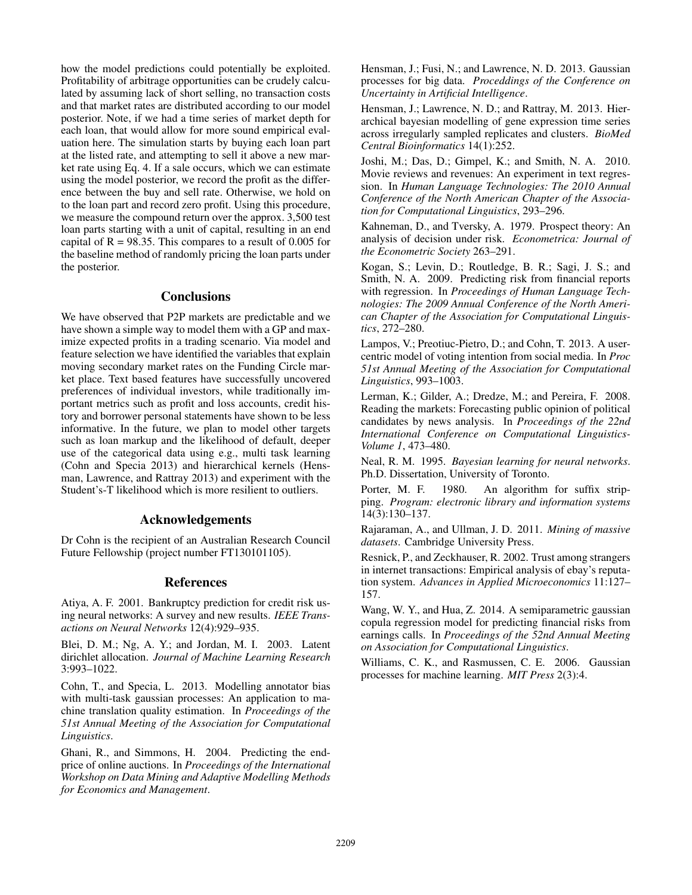how the model predictions could potentially be exploited. Profitability of arbitrage opportunities can be crudely calculated by assuming lack of short selling, no transaction costs and that market rates are distributed according to our model posterior. Note, if we had a time series of market depth for each loan, that would allow for more sound empirical evaluation here. The simulation starts by buying each loan part at the listed rate, and attempting to sell it above a new market rate using Eq. 4. If a sale occurs, which we can estimate using the model posterior, we record the profit as the difference between the buy and sell rate. Otherwise, we hold on to the loan part and record zero profit. Using this procedure, we measure the compound return over the approx. 3,500 test loan parts starting with a unit of capital, resulting in an end capital of $R = 98.35$. This compares to a result of 0.005 for the baseline method of randomly pricing the loan parts under the posterior.

## Conclusions

We have observed that P2P markets are predictable and we have shown a simple way to model them with a GP and maximize expected profits in a trading scenario. Via model and feature selection we have identified the variables that explain moving secondary market rates on the Funding Circle market place. Text based features have successfully uncovered preferences of individual investors, while traditionally important metrics such as profit and loss accounts, credit history and borrower personal statements have shown to be less informative. In the future, we plan to model other targets such as loan markup and the likelihood of default, deeper use of the categorical data using e.g., multi task learning (Cohn and Specia 2013) and hierarchical kernels (Hensman, Lawrence, and Rattray 2013) and experiment with the Student's-T likelihood which is more resilient to outliers.

## Acknowledgements

Dr Cohn is the recipient of an Australian Research Council Future Fellowship (project number FT130101105).

## References

Atiya, A. F. 2001. Bankruptcy prediction for credit risk using neural networks: A survey and new results. *IEEE Transactions on Neural Networks* 12(4):929–935.

Blei, D. M.; Ng, A. Y.; and Jordan, M. I. 2003. Latent dirichlet allocation. *Journal of Machine Learning Research* 3:993–1022.

Cohn, T., and Specia, L. 2013. Modelling annotator bias with multi-task gaussian processes: An application to machine translation quality estimation. In *Proceedings of the 51st Annual Meeting of the Association for Computational Linguistics*.

Ghani, R., and Simmons, H. 2004. Predicting the end-price of online auctions. In *Proceedings of the International Workshop on Data Mining and Adaptive Modelling Methods for Economics and Management*.

Hensman, J.; Fusi, N.; and Lawrence, N. D. 2013. Gaussian processes for big data. *Proceddings of the Conference on Uncertainty in Artificial Intelligence*.

Hensman, J.; Lawrence, N. D.; and Rattray, M. 2013. Hierarchical bayesian modelling of gene expression time series across irregularly sampled replicates and clusters. *BioMed Central Bioinformatics* 14(1):252.

Joshi, M.; Das, D.; Gimpel, K.; and Smith, N. A. 2010. Movie reviews and revenues: An experiment in text regression. In *Human Language Technologies: The 2010 Annual Conference of the North American Chapter of the Association for Computational Linguistics*, 293–296.

Kahneman, D., and Tversky, A. 1979. Prospect theory: An analysis of decision under risk. *Econometrica: Journal of the Econometric Society* 263–291.

Kogan, S.; Levin, D.; Routledge, B. R.; Sagi, J. S.; and Smith, N. A. 2009. Predicting risk from financial reports with regression. In *Proceedings of Human Language Technologies: The 2009 Annual Conference of the North American Chapter of the Association for Computational Linguistics*, 272–280.

Lampos, V.; Preotiuc-Pietro, D.; and Cohn, T. 2013. A user-centric model of voting intention from social media. In *Proc 51st Annual Meeting of the Association for Computational Linguistics*, 993–1003.

Lerman, K.; Gilder, A.; Dredze, M.; and Pereira, F. 2008. Reading the markets: Forecasting public opinion of political candidates by news analysis. In *Proceedings of the 22nd International Conference on Computational Linguistics-Volume 1*, 473–480.

Neal, R. M. 1995. *Bayesian learning for neural networks*. Ph.D. Dissertation, University of Toronto.

Porter, M. F. 1980. An algorithm for suffix stripping. *Program: electronic library and information systems* 14(3):130–137.

Rajaraman, A., and Ullman, J. D. 2011. *Mining of massive datasets*. Cambridge University Press.

Resnick, P., and Zeckhauser, R. 2002. Trust among strangers in internet transactions: Empirical analysis of ebay's reputation system. *Advances in Applied Microeconomics* 11:127–157.

Wang, W. Y., and Hua, Z. 2014. A semiparametric gaussian copula regression model for predicting financial risks from earnings calls. In *Proceedings of the 52nd Annual Meeting on Association for Computational Linguistics*.

Williams, C. K., and Rasmussen, C. E. 2006. Gaussian processes for machine learning. *MIT Press* 2(3):4.